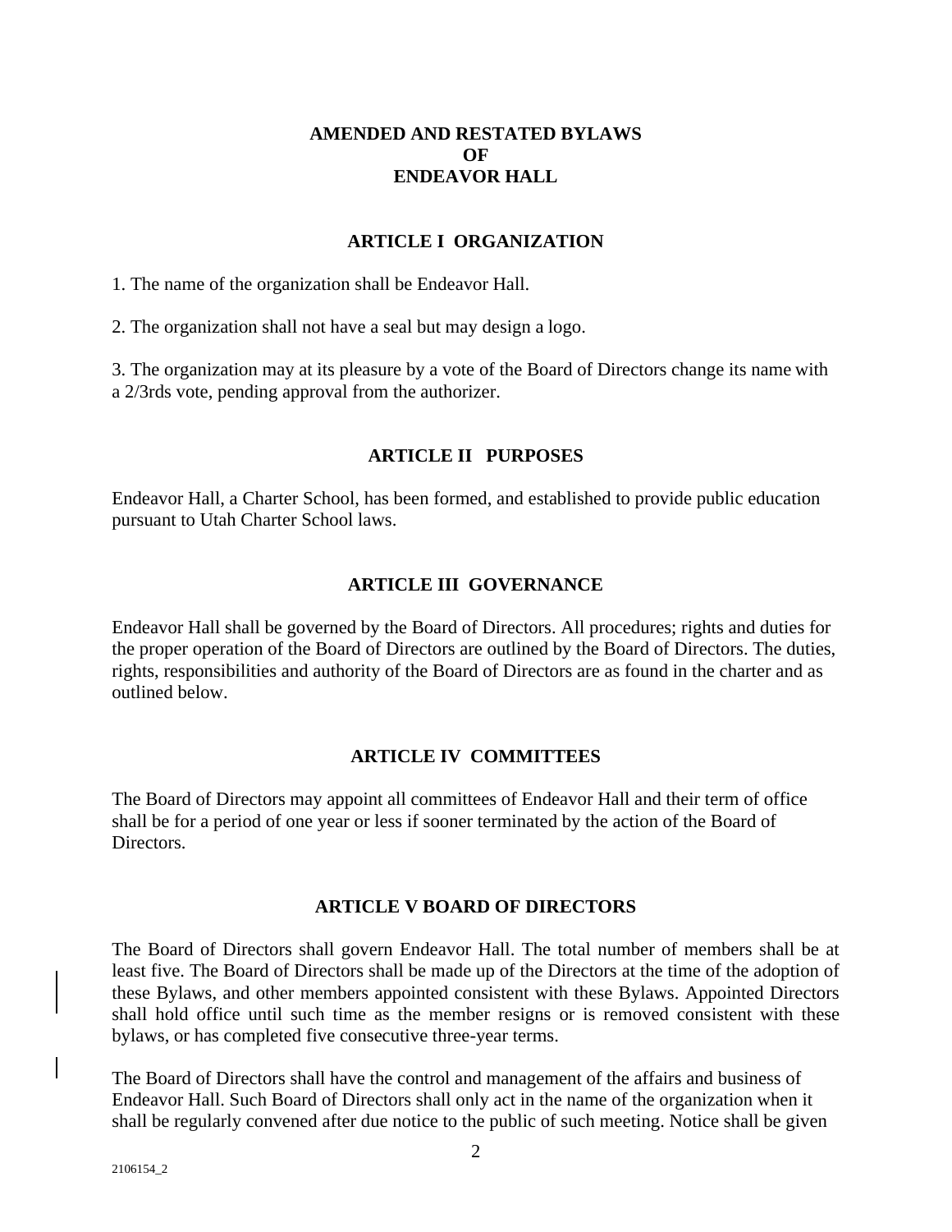# AMENDED AND RESTATED BYLAWS
# OF
# ENDEAVOR HALL

## ARTICLE I ORGANIZATION

1. The name of the organization shall be Endeavor Hall.

2. The organization shall not have a seal but may design a logo.

3. The organization may at its pleasure by a vote of the Board of Directors change its name with a 2/3rds vote, pending approval from the authorizer.

## ARTICLE II PURPOSES

Endeavor Hall, a Charter School, has been formed, and established to provide public education pursuant to Utah Charter School laws.

## ARTICLE III GOVERNANCE

Endeavor Hall shall be governed by the Board of Directors. All procedures; rights and duties for the proper operation of the Board of Directors are outlined by the Board of Directors. The duties, rights, responsibilities and authority of the Board of Directors are as found in the charter and as outlined below.

## ARTICLE IV COMMITTEES

The Board of Directors may appoint all committees of Endeavor Hall and their term of office shall be for a period of one year or less if sooner terminated by the action of the Board of Directors.

## ARTICLE V BOARD OF DIRECTORS

The Board of Directors shall govern Endeavor Hall. The total number of members shall be at least five. The Board of Directors shall be made up of the Directors at the time of the adoption of these Bylaws, and other members appointed consistent with these Bylaws. Appointed Directors shall hold office until such time as the member resigns or is removed consistent with these bylaws, or has completed five consecutive three-year terms.

The Board of Directors shall have the control and management of the affairs and business of Endeavor Hall. Such Board of Directors shall only act in the name of the organization when it shall be regularly convened after due notice to the public of such meeting. Notice shall be given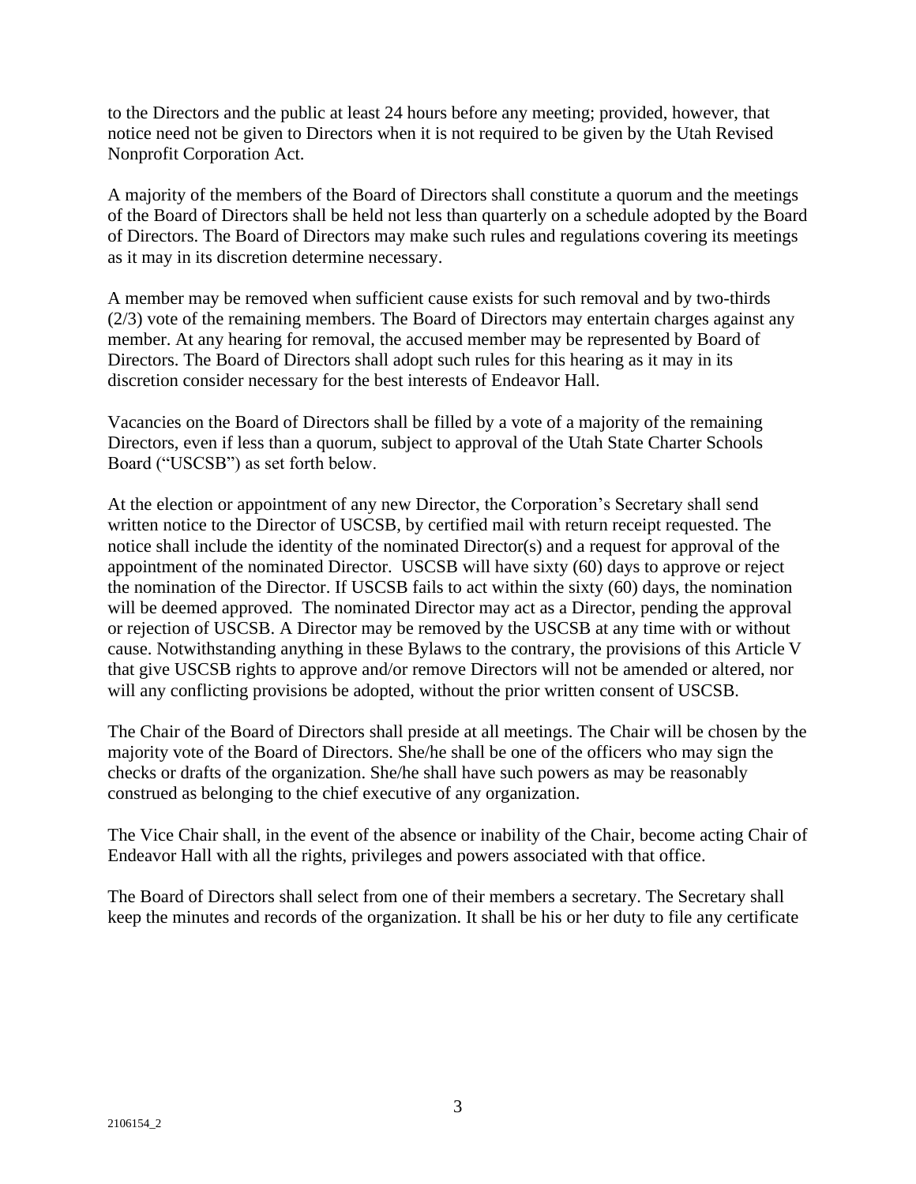to the Directors and the public at least 24 hours before any meeting; provided, however, that notice need not be given to Directors when it is not required to be given by the Utah Revised Nonprofit Corporation Act.

A majority of the members of the Board of Directors shall constitute a quorum and the meetings of the Board of Directors shall be held not less than quarterly on a schedule adopted by the Board of Directors. The Board of Directors may make such rules and regulations covering its meetings as it may in its discretion determine necessary.

A member may be removed when sufficient cause exists for such removal and by two-thirds (2/3) vote of the remaining members. The Board of Directors may entertain charges against any member. At any hearing for removal, the accused member may be represented by Board of Directors. The Board of Directors shall adopt such rules for this hearing as it may in its discretion consider necessary for the best interests of Endeavor Hall.

Vacancies on the Board of Directors shall be filled by a vote of a majority of the remaining Directors, even if less than a quorum, subject to approval of the Utah State Charter Schools Board ("USCSB") as set forth below.

At the election or appointment of any new Director, the Corporation's Secretary shall send written notice to the Director of USCSB, by certified mail with return receipt requested. The notice shall include the identity of the nominated Director(s) and a request for approval of the appointment of the nominated Director. USCSB will have sixty (60) days to approve or reject the nomination of the Director. If USCSB fails to act within the sixty (60) days, the nomination will be deemed approved. The nominated Director may act as a Director, pending the approval or rejection of USCSB. A Director may be removed by the USCSB at any time with or without cause. Notwithstanding anything in these Bylaws to the contrary, the provisions of this Article V that give USCSB rights to approve and/or remove Directors will not be amended or altered, nor will any conflicting provisions be adopted, without the prior written consent of USCSB.

The Chair of the Board of Directors shall preside at all meetings. The Chair will be chosen by the majority vote of the Board of Directors. She/he shall be one of the officers who may sign the checks or drafts of the organization. She/he shall have such powers as may be reasonably construed as belonging to the chief executive of any organization.

The Vice Chair shall, in the event of the absence or inability of the Chair, become acting Chair of Endeavor Hall with all the rights, privileges and powers associated with that office.

The Board of Directors shall select from one of their members a secretary. The Secretary shall keep the minutes and records of the organization. It shall be his or her duty to file any certificate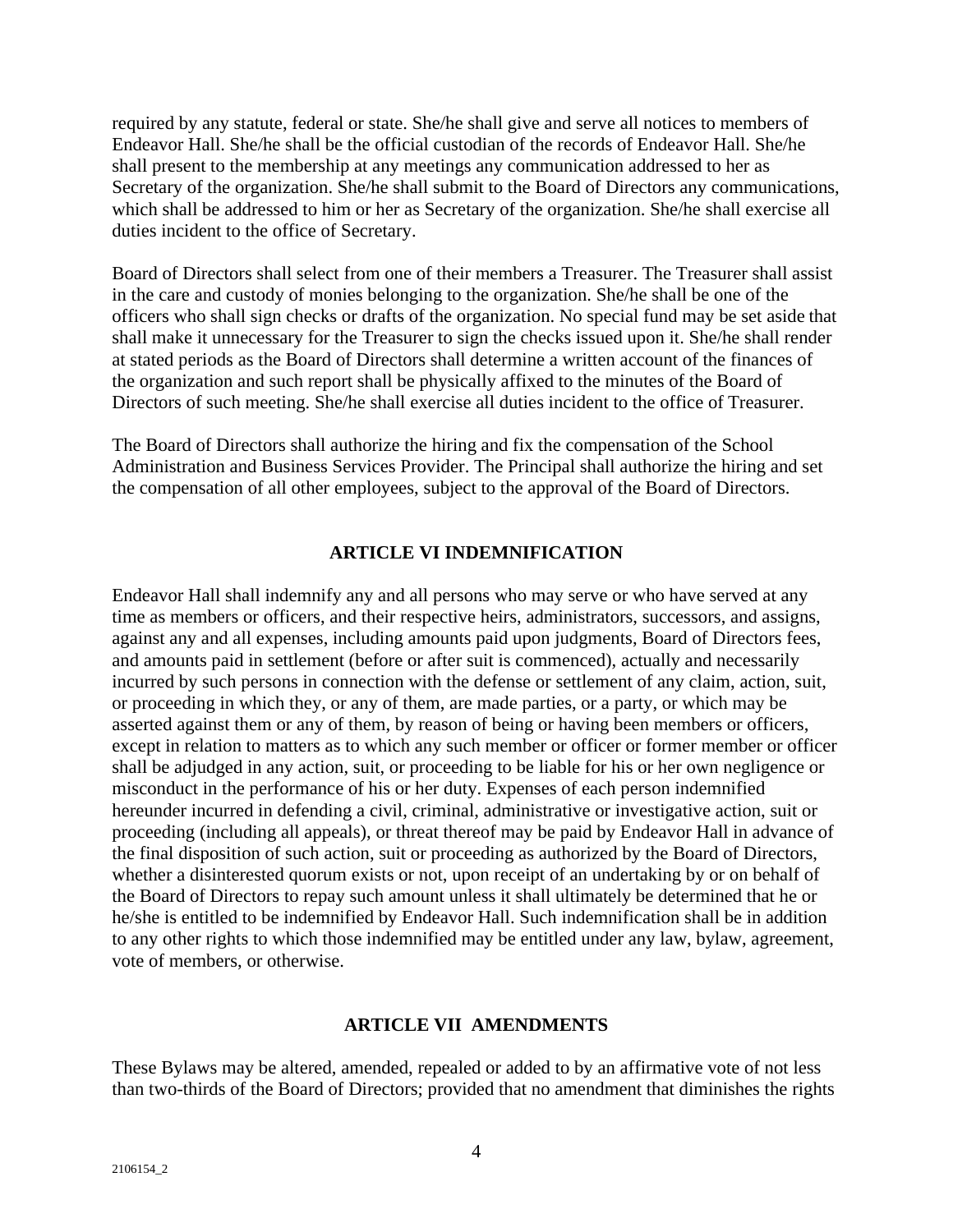required by any statute, federal or state. She/he shall give and serve all notices to members of Endeavor Hall. She/he shall be the official custodian of the records of Endeavor Hall. She/he shall present to the membership at any meetings any communication addressed to her as Secretary of the organization. She/he shall submit to the Board of Directors any communications, which shall be addressed to him or her as Secretary of the organization. She/he shall exercise all duties incident to the office of Secretary.

Board of Directors shall select from one of their members a Treasurer. The Treasurer shall assist in the care and custody of monies belonging to the organization. She/he shall be one of the officers who shall sign checks or drafts of the organization. No special fund may be set aside that shall make it unnecessary for the Treasurer to sign the checks issued upon it. She/he shall render at stated periods as the Board of Directors shall determine a written account of the finances of the organization and such report shall be physically affixed to the minutes of the Board of Directors of such meeting. She/he shall exercise all duties incident to the office of Treasurer.

The Board of Directors shall authorize the hiring and fix the compensation of the School Administration and Business Services Provider. The Principal shall authorize the hiring and set the compensation of all other employees, subject to the approval of the Board of Directors.

## ARTICLE VI INDEMNIFICATION

Endeavor Hall shall indemnify any and all persons who may serve or who have served at any time as members or officers, and their respective heirs, administrators, successors, and assigns, against any and all expenses, including amounts paid upon judgments, Board of Directors fees, and amounts paid in settlement (before or after suit is commenced), actually and necessarily incurred by such persons in connection with the defense or settlement of any claim, action, suit, or proceeding in which they, or any of them, are made parties, or a party, or which may be asserted against them or any of them, by reason of being or having been members or officers, except in relation to matters as to which any such member or officer or former member or officer shall be adjudged in any action, suit, or proceeding to be liable for his or her own negligence or misconduct in the performance of his or her duty. Expenses of each person indemnified hereunder incurred in defending a civil, criminal, administrative or investigative action, suit or proceeding (including all appeals), or threat thereof may be paid by Endeavor Hall in advance of the final disposition of such action, suit or proceeding as authorized by the Board of Directors, whether a disinterested quorum exists or not, upon receipt of an undertaking by or on behalf of the Board of Directors to repay such amount unless it shall ultimately be determined that he or he/she is entitled to be indemnified by Endeavor Hall. Such indemnification shall be in addition to any other rights to which those indemnified may be entitled under any law, bylaw, agreement, vote of members, or otherwise.

## ARTICLE VII AMENDMENTS

These Bylaws may be altered, amended, repealed or added to by an affirmative vote of not less than two-thirds of the Board of Directors; provided that no amendment that diminishes the rights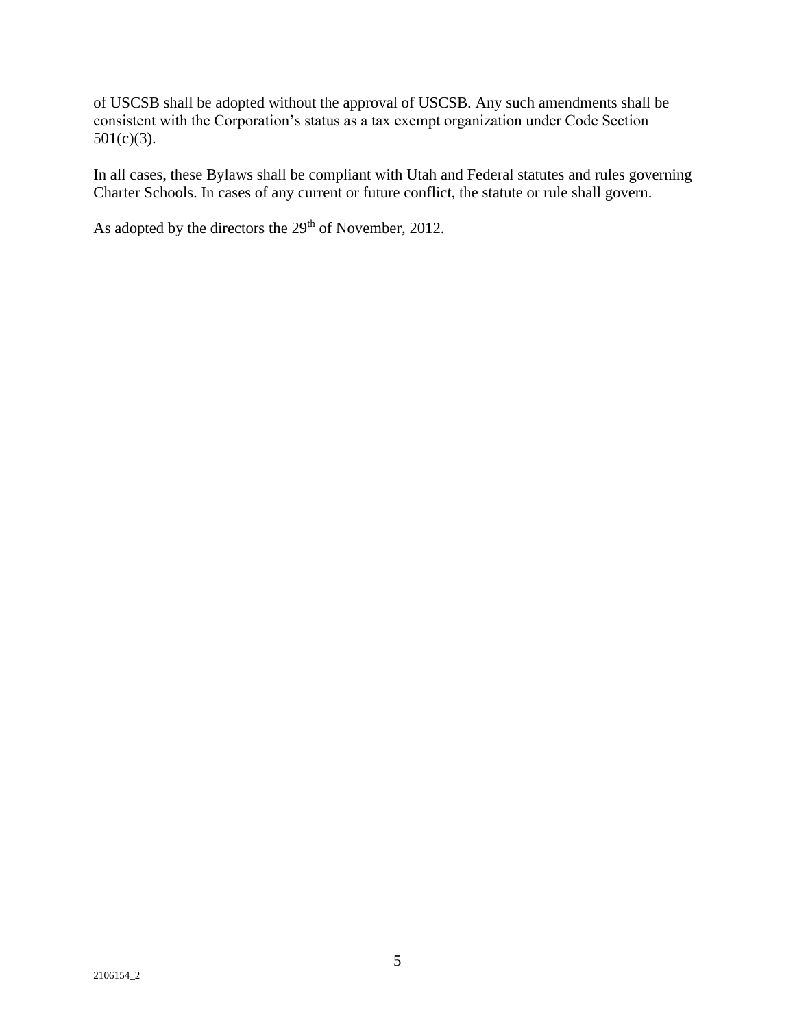of USCSB shall be adopted without the approval of USCSB. Any such amendments shall be consistent with the Corporation's status as a tax exempt organization under Code Section 501(c)(3).

In all cases, these Bylaws shall be compliant with Utah and Federal statutes and rules governing Charter Schools. In cases of any current or future conflict, the statute or rule shall govern.

As adopted by the directors the 29th of November, 2012.